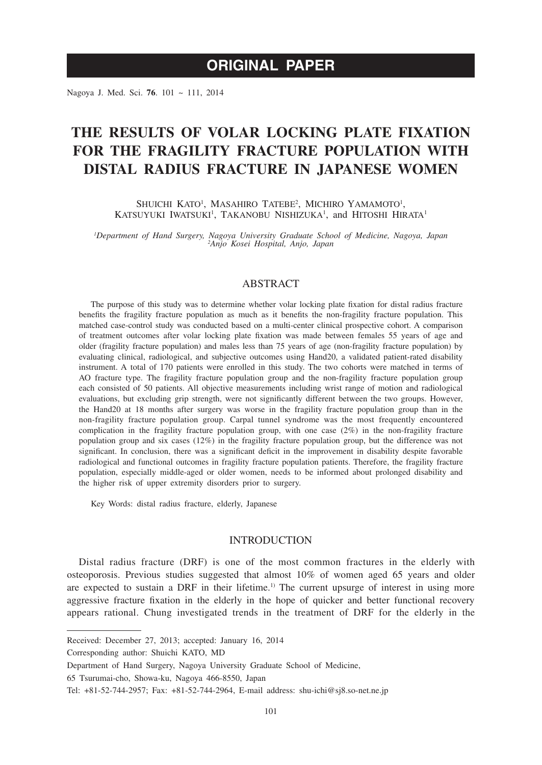**ORIGINAL PAPER**

# THE RESULTS OF VOLAR LOCKING PLATE FIXATION FOR THE FRAGILITY FRACTURE POPULATION WITH DISTAL RADIUS FRACTURE IN JAPANESE WOMEN

Shuichi Kato[1], Masahiro Tatebe[2], Michiro Yamamoto[1], Katsuyuki Iwatsuki[1], Takanobu Nishizuka[1], and Hitoshi Hirata[1]

*[1]Department of Hand Surgery, Nagoya University Graduate School of Medicine, Nagoya, Japan*
*[2]Anjo Kosei Hospital, Anjo, Japan*

## ABSTRACT

The purpose of this study was to determine whether volar locking plate fixation for distal radius fracture benefits the fragility fracture population as much as it benefits the non-fragility fracture population. This matched case-control study was conducted based on a multi-center clinical prospective cohort. A comparison of treatment outcomes after volar locking plate fixation was made between females 55 years of age and older (fragility fracture population) and males less than 75 years of age (non-fragility fracture population) by evaluating clinical, radiological, and subjective outcomes using Hand20, a validated patient-rated disability instrument. A total of 170 patients were enrolled in this study. The two cohorts were matched in terms of AO fracture type. The fragility fracture population group and the non-fragility fracture population group each consisted of 50 patients. All objective measurements including wrist range of motion and radiological evaluations, but excluding grip strength, were not significantly different between the two groups. However, the Hand20 at 18 months after surgery was worse in the fragility fracture population group than in the non-fragility fracture population group. Carpal tunnel syndrome was the most frequently encountered complication in the fragility fracture population group, with one case (2%) in the non-fragility fracture population group and six cases (12%) in the fragility fracture population group, but the difference was not significant. In conclusion, there was a significant deficit in the improvement in disability despite favorable radiological and functional outcomes in fragility fracture population patients. Therefore, the fragility fracture population, especially middle-aged or older women, needs to be informed about prolonged disability and the higher risk of upper extremity disorders prior to surgery.

Key Words: distal radius fracture, elderly, Japanese

## INTRODUCTION

Distal radius fracture (DRF) is one of the most common fractures in the elderly with osteoporosis. Previous studies suggested that almost 10% of women aged 65 years and older are expected to sustain a DRF in their lifetime.[1] The current upsurge of interest in using more aggressive fracture fixation in the elderly in the hope of quicker and better functional recovery appears rational. Chung investigated trends in the treatment of DRF for the elderly in the

---

Received: December 27, 2013; accepted: January 16, 2014

Corresponding author: Shuichi KATO, MD

Department of Hand Surgery, Nagoya University Graduate School of Medicine,

65 Tsurumai-cho, Showa-ku, Nagoya 466-8550, Japan

Tel: +81-52-744-2957; Fax: +81-52-744-2964, E-mail address: shu-ichi@sj8.so-net.ne.jp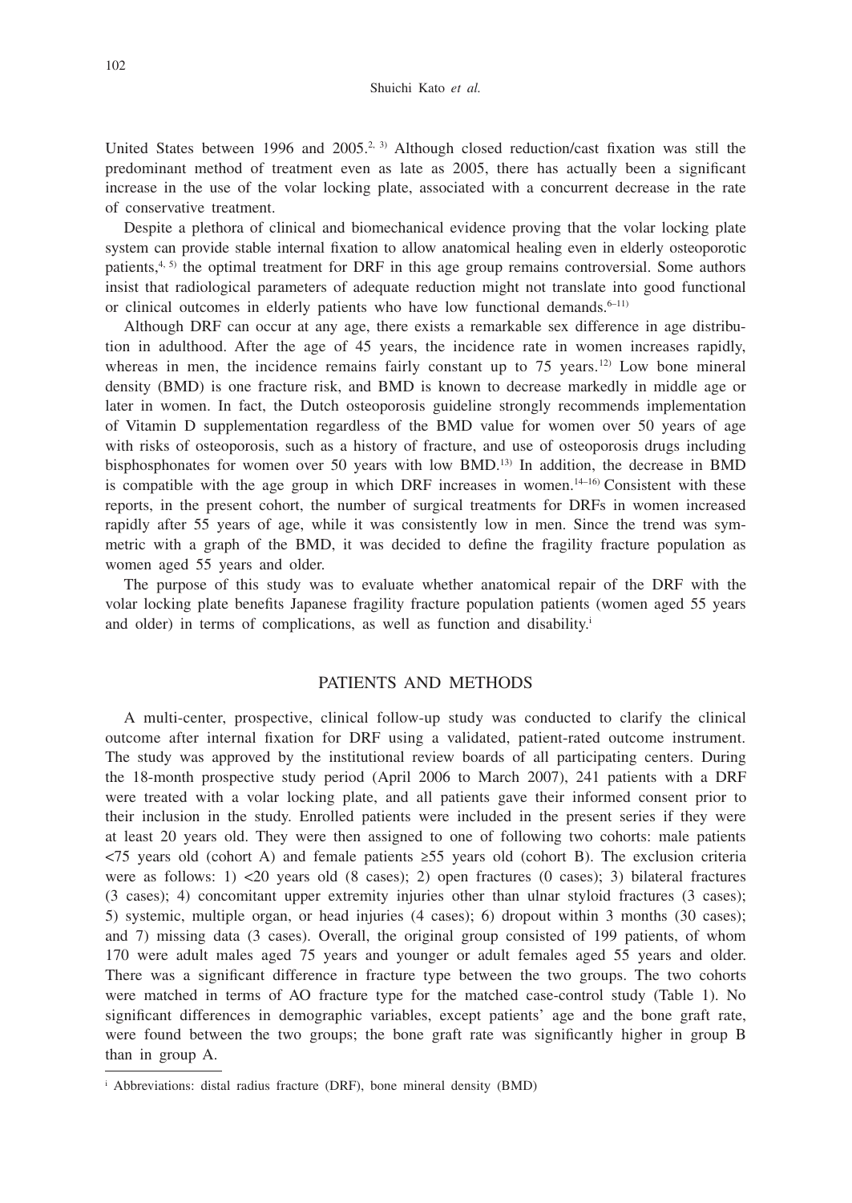United States between 1996 and 2005.[2, 3] Although closed reduction/cast fixation was still the predominant method of treatment even as late as 2005, there has actually been a significant increase in the use of the volar locking plate, associated with a concurrent decrease in the rate of conservative treatment.

Despite a plethora of clinical and biomechanical evidence proving that the volar locking plate system can provide stable internal fixation to allow anatomical healing even in elderly osteoporotic patients,[4, 5] the optimal treatment for DRF in this age group remains controversial. Some authors insist that radiological parameters of adequate reduction might not translate into good functional or clinical outcomes in elderly patients who have low functional demands.[6–11]

Although DRF can occur at any age, there exists a remarkable sex difference in age distribution in adulthood. After the age of 45 years, the incidence rate in women increases rapidly, whereas in men, the incidence remains fairly constant up to 75 years.[12] Low bone mineral density (BMD) is one fracture risk, and BMD is known to decrease markedly in middle age or later in women. In fact, the Dutch osteoporosis guideline strongly recommends implementation of Vitamin D supplementation regardless of the BMD value for women over 50 years of age with risks of osteoporosis, such as a history of fracture, and use of osteoporosis drugs including bisphosphonates for women over 50 years with low BMD.[13] In addition, the decrease in BMD is compatible with the age group in which DRF increases in women.[14–16] Consistent with these reports, in the present cohort, the number of surgical treatments for DRFs in women increased rapidly after 55 years of age, while it was consistently low in men. Since the trend was symmetric with a graph of the BMD, it was decided to define the fragility fracture population as women aged 55 years and older.

The purpose of this study was to evaluate whether anatomical repair of the DRF with the volar locking plate benefits Japanese fragility fracture population patients (women aged 55 years and older) in terms of complications, as well as function and disability.[i]

## PATIENTS AND METHODS

A multi-center, prospective, clinical follow-up study was conducted to clarify the clinical outcome after internal fixation for DRF using a validated, patient-rated outcome instrument. The study was approved by the institutional review boards of all participating centers. During the 18-month prospective study period (April 2006 to March 2007), 241 patients with a DRF were treated with a volar locking plate, and all patients gave their informed consent prior to their inclusion in the study. Enrolled patients were included in the present series if they were at least 20 years old. They were then assigned to one of following two cohorts: male patients <75 years old (cohort A) and female patients ≥55 years old (cohort B). The exclusion criteria were as follows: 1) <20 years old (8 cases); 2) open fractures (0 cases); 3) bilateral fractures (3 cases); 4) concomitant upper extremity injuries other than ulnar styloid fractures (3 cases); 5) systemic, multiple organ, or head injuries (4 cases); 6) dropout within 3 months (30 cases); and 7) missing data (3 cases). Overall, the original group consisted of 199 patients, of whom 170 were adult males aged 75 years and younger or adult females aged 55 years and older. There was a significant difference in fracture type between the two groups. The two cohorts were matched in terms of AO fracture type for the matched case-control study (Table 1). No significant differences in demographic variables, except patients' age and the bone graft rate, were found between the two groups; the bone graft rate was significantly higher in group B than in group A.

---

[i] Abbreviations: distal radius fracture (DRF), bone mineral density (BMD)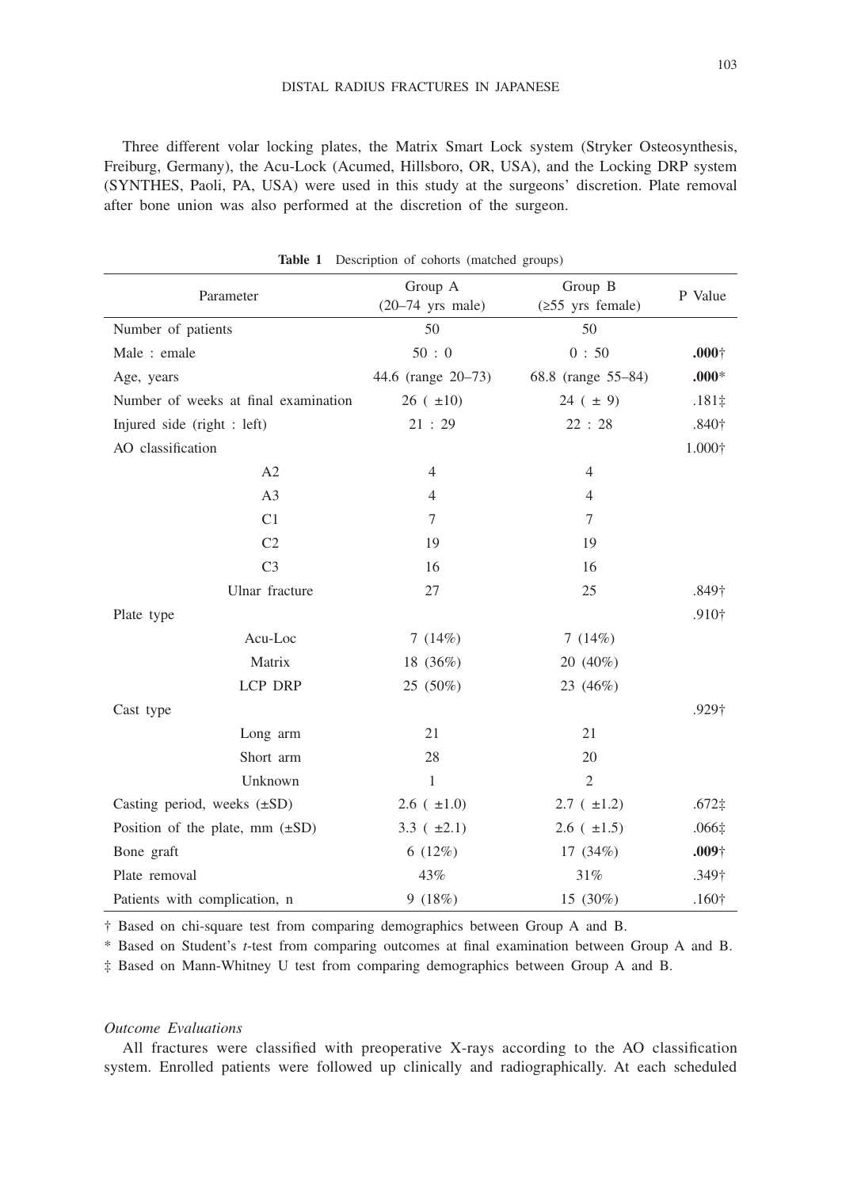Three different volar locking plates, the Matrix Smart Lock system (Stryker Osteosynthesis, Freiburg, Germany), the Acu-Lock (Acumed, Hillsboro, OR, USA), and the Locking DRP system (SYNTHES, Paoli, PA, USA) were used in this study at the surgeons' discretion. Plate removal after bone union was also performed at the discretion of the surgeon.

**Table 1** Description of cohorts (matched groups)

| Parameter | Group A (20–74 yrs male) | Group B (≥55 yrs female) | P Value |
|---|---|---|---|
| Number of patients | 50 | 50 | |
| Male : emale | 50 : 0 | 0 : 50 | **.000**† |
| Age, years | 44.6 (range 20–73) | 68.8 (range 55–84) | **.000**\* |
| Number of weeks at final examination | 26 ( ±10) | 24 ( ± 9) | .181‡ |
| Injured side (right : left) | 21 : 29 | 22 : 28 | .840† |
| AO classification | | | 1.000† |
| A2 | 4 | 4 | |
| A3 | 4 | 4 | |
| C1 | 7 | 7 | |
| C2 | 19 | 19 | |
| C3 | 16 | 16 | |
| Ulnar fracture | 27 | 25 | .849† |
| Plate type | | | .910† |
| Acu-Loc | 7 (14%) | 7 (14%) | |
| Matrix | 18 (36%) | 20 (40%) | |
| LCP DRP | 25 (50%) | 23 (46%) | |
| Cast type | | | .929† |
| Long arm | 21 | 21 | |
| Short arm | 28 | 20 | |
| Unknown | 1 | 2 | |
| Casting period, weeks (±SD) | 2.6 ( ±1.0) | 2.7 ( ±1.2) | .672‡ |
| Position of the plate, mm (±SD) | 3.3 ( ±2.1) | 2.6 ( ±1.5) | .066‡ |
| Bone graft | 6 (12%) | 17 (34%) | **.009**† |
| Plate removal | 43% | 31% | .349† |
| Patients with complication, n | 9 (18%) | 15 (30%) | .160† |

† Based on chi-square test from comparing demographics between Group A and B.

\* Based on Student's *t*-test from comparing outcomes at final examination between Group A and B.

‡ Based on Mann-Whitney U test from comparing demographics between Group A and B.

### *Outcome Evaluations*

All fractures were classified with preoperative X-rays according to the AO classification system. Enrolled patients were followed up clinically and radiographically. At each scheduled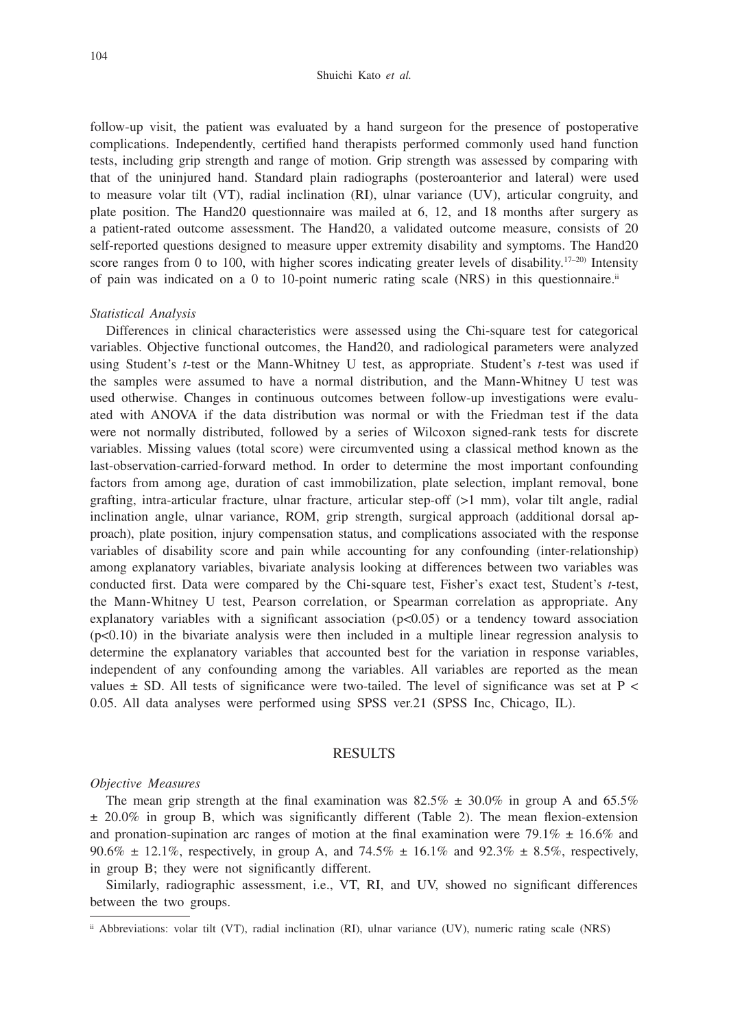follow-up visit, the patient was evaluated by a hand surgeon for the presence of postoperative complications. Independently, certified hand therapists performed commonly used hand function tests, including grip strength and range of motion. Grip strength was assessed by comparing with that of the uninjured hand. Standard plain radiographs (posteroanterior and lateral) were used to measure volar tilt (VT), radial inclination (RI), ulnar variance (UV), articular congruity, and plate position. The Hand20 questionnaire was mailed at 6, 12, and 18 months after surgery as a patient-rated outcome assessment. The Hand20, a validated outcome measure, consists of 20 self-reported questions designed to measure upper extremity disability and symptoms. The Hand20 score ranges from 0 to 100, with higher scores indicating greater levels of disability.[17–20] Intensity of pain was indicated on a 0 to 10-point numeric rating scale (NRS) in this questionnaire.[ii]

*Statistical Analysis*

Differences in clinical characteristics were assessed using the Chi-square test for categorical variables. Objective functional outcomes, the Hand20, and radiological parameters were analyzed using Student's *t*-test or the Mann-Whitney U test, as appropriate. Student's *t*-test was used if the samples were assumed to have a normal distribution, and the Mann-Whitney U test was used otherwise. Changes in continuous outcomes between follow-up investigations were evaluated with ANOVA if the data distribution was normal or with the Friedman test if the data were not normally distributed, followed by a series of Wilcoxon signed-rank tests for discrete variables. Missing values (total score) were circumvented using a classical method known as the last-observation-carried-forward method. In order to determine the most important confounding factors from among age, duration of cast immobilization, plate selection, implant removal, bone grafting, intra-articular fracture, ulnar fracture, articular step-off (>1 mm), volar tilt angle, radial inclination angle, ulnar variance, ROM, grip strength, surgical approach (additional dorsal approach), plate position, injury compensation status, and complications associated with the response variables of disability score and pain while accounting for any confounding (inter-relationship) among explanatory variables, bivariate analysis looking at differences between two variables was conducted first. Data were compared by the Chi-square test, Fisher's exact test, Student's *t*-test, the Mann-Whitney U test, Pearson correlation, or Spearman correlation as appropriate. Any explanatory variables with a significant association ($p<0.05$) or a tendency toward association ($p<0.10$) in the bivariate analysis were then included in a multiple linear regression analysis to determine the explanatory variables that accounted best for the variation in response variables, independent of any confounding among the variables. All variables are reported as the mean values ± SD. All tests of significance were two-tailed. The level of significance was set at $P < 0.05$. All data analyses were performed using SPSS ver.21 (SPSS Inc, Chicago, IL).

## RESULTS

*Objective Measures*

The mean grip strength at the final examination was 82.5% ± 30.0% in group A and 65.5% ± 20.0% in group B, which was significantly different (Table 2). The mean flexion-extension and pronation-supination arc ranges of motion at the final examination were 79.1% ± 16.6% and 90.6% ± 12.1%, respectively, in group A, and 74.5% ± 16.1% and 92.3% ± 8.5%, respectively, in group B; they were not significantly different.

Similarly, radiographic assessment, i.e., VT, RI, and UV, showed no significant differences between the two groups.

---

[ii] Abbreviations: volar tilt (VT), radial inclination (RI), ulnar variance (UV), numeric rating scale (NRS)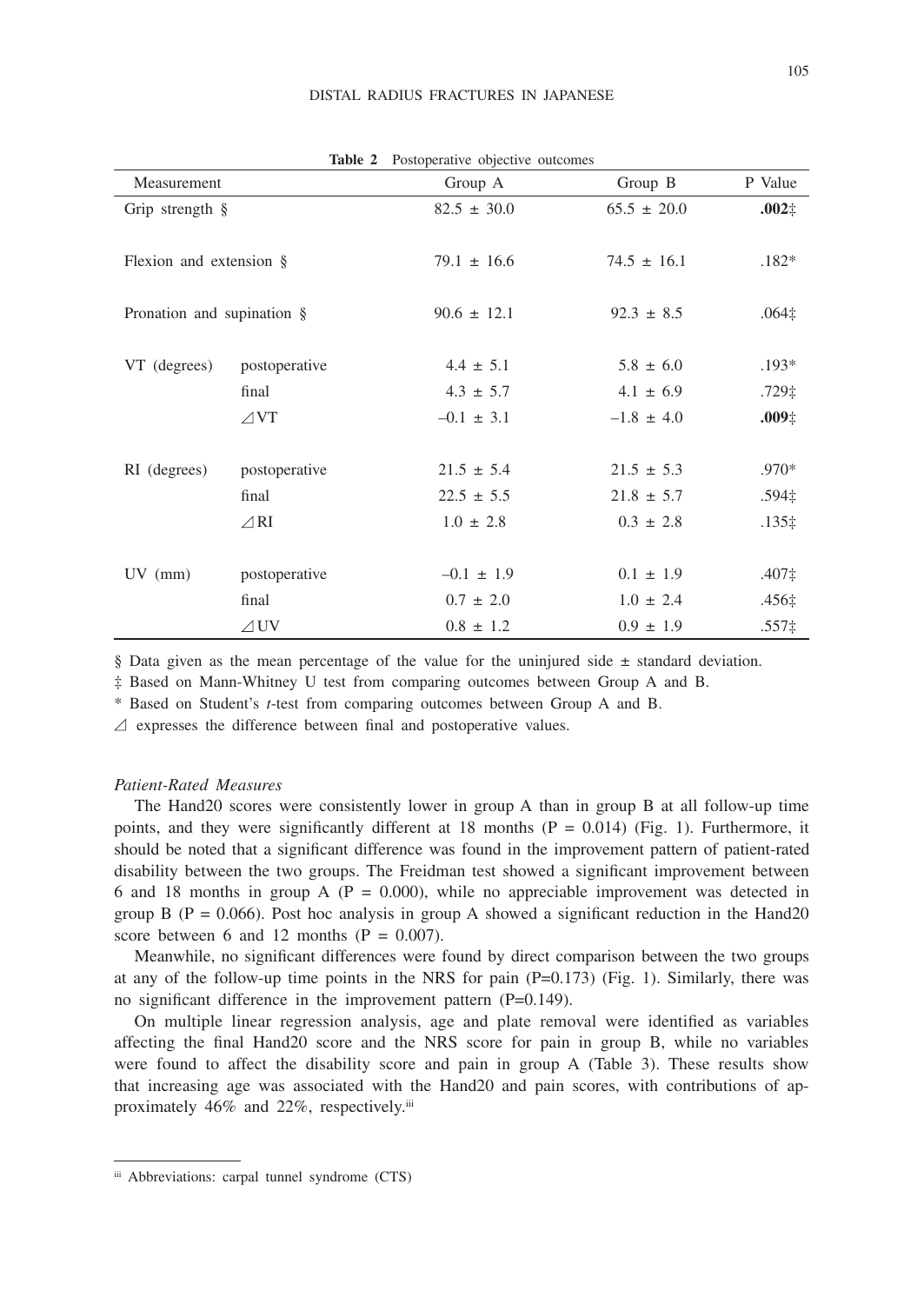**Table 2** Postoperative objective outcomes

| Measurement | | Group A | Group B | P Value |
|---|---|---|---|---|
| Grip strength § | | 82.5 ± 30.0 | 65.5 ± 20.0 | **.002**‡ |
| Flexion and extension § | | 79.1 ± 16.6 | 74.5 ± 16.1 | .182* |
| Pronation and supination § | | 90.6 ± 12.1 | 92.3 ± 8.5 | .064‡ |
| VT (degrees) | postoperative | 4.4 ± 5.1 | 5.8 ± 6.0 | .193* |
| | final | 4.3 ± 5.7 | 4.1 ± 6.9 | .729‡ |
| | ⊿VT | –0.1 ± 3.1 | –1.8 ± 4.0 | **.009**‡ |
| RI (degrees) | postoperative | 21.5 ± 5.4 | 21.5 ± 5.3 | .970* |
| | final | 22.5 ± 5.5 | 21.8 ± 5.7 | .594‡ |
| | ⊿RI | 1.0 ± 2.8 | 0.3 ± 2.8 | .135‡ |
| UV (mm) | postoperative | –0.1 ± 1.9 | 0.1 ± 1.9 | .407‡ |
| | final | 0.7 ± 2.0 | 1.0 ± 2.4 | .456‡ |
| | ⊿UV | 0.8 ± 1.2 | 0.9 ± 1.9 | .557‡ |

§ Data given as the mean percentage of the value for the uninjured side ± standard deviation.

‡ Based on Mann-Whitney U test from comparing outcomes between Group A and B.

* Based on Student's *t*-test from comparing outcomes between Group A and B.

⊿ expresses the difference between final and postoperative values.

*Patient-Rated Measures*

The Hand20 scores were consistently lower in group A than in group B at all follow-up time points, and they were significantly different at 18 months ($P = 0.014$) (Fig. 1). Furthermore, it should be noted that a significant difference was found in the improvement pattern of patient-rated disability between the two groups. The Freidman test showed a significant improvement between 6 and 18 months in group A ($P = 0.000$), while no appreciable improvement was detected in group B ($P = 0.066$). Post hoc analysis in group A showed a significant reduction in the Hand20 score between 6 and 12 months ($P = 0.007$).

Meanwhile, no significant differences were found by direct comparison between the two groups at any of the follow-up time points in the NRS for pain ($P=0.173$) (Fig. 1). Similarly, there was no significant difference in the improvement pattern ($P=0.149$).

On multiple linear regression analysis, age and plate removal were identified as variables affecting the final Hand20 score and the NRS score for pain in group B, while no variables were found to affect the disability score and pain in group A (Table 3). These results show that increasing age was associated with the Hand20 and pain scores, with contributions of approximately 46% and 22%, respectively.[iii]

---

[iii] Abbreviations: carpal tunnel syndrome (CTS)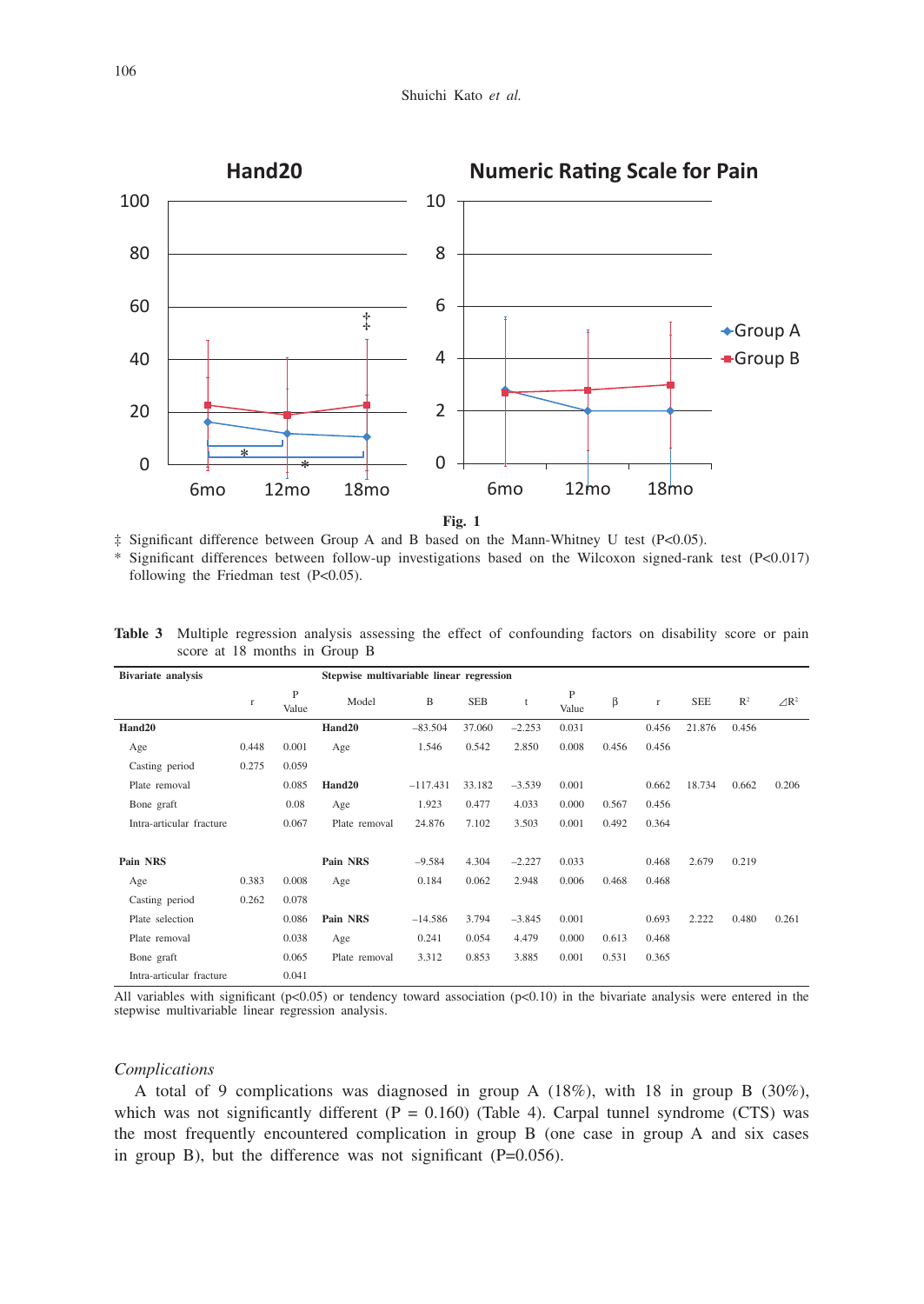**Fig. 1**

‡ Significant difference between Group A and B based on the Mann-Whitney U test (P<0.05).

\* Significant differences between follow-up investigations based on the Wilcoxon signed-rank test (P<0.017) following the Friedman test (P<0.05).

**Table 3** Multiple regression analysis assessing the effect of confounding factors on disability score or pain score at 18 months in Group B

| Bivariate analysis | r | P Value | Stepwise multivariable linear regression Model | B | SEB | t | P Value | β | r | SEE | $R^2$ | $\Delta R^2$ |
|---|---|---|---|---|---|---|---|---|---|---|---|---|
| **Hand20** | | | **Hand20** | −83.504 | 37.060 | −2.253 | 0.031 | | 0.456 | 21.876 | 0.456 | |
| Age | 0.448 | 0.001 | Age | 1.546 | 0.542 | 2.850 | 0.008 | 0.456 | 0.456 | | | |
| Casting period | 0.275 | 0.059 | | | | | | | | | | |
| Plate removal | | 0.085 | **Hand20** | −117.431 | 33.182 | −3.539 | 0.001 | | 0.662 | 18.734 | 0.662 | 0.206 |
| Bone graft | | 0.08 | Age | 1.923 | 0.477 | 4.033 | 0.000 | 0.567 | 0.456 | | | |
| Intra-articular fracture | | 0.067 | Plate removal | 24.876 | 7.102 | 3.503 | 0.001 | 0.492 | 0.364 | | | |
| | | | | | | | | | | | | |
| **Pain NRS** | | | **Pain NRS** | −9.584 | 4.304 | −2.227 | 0.033 | | 0.468 | 2.679 | 0.219 | |
| Age | 0.383 | 0.008 | Age | 0.184 | 0.062 | 2.948 | 0.006 | 0.468 | 0.468 | | | |
| Casting period | 0.262 | 0.078 | | | | | | | | | | |
| Plate selection | | 0.086 | **Pain NRS** | −14.586 | 3.794 | −3.845 | 0.001 | | 0.693 | 2.222 | 0.480 | 0.261 |
| Plate removal | | 0.038 | Age | 0.241 | 0.054 | 4.479 | 0.000 | 0.613 | 0.468 | | | |
| Bone graft | | 0.065 | Plate removal | 3.312 | 0.853 | 3.885 | 0.001 | 0.531 | 0.365 | | | |
| Intra-articular fracture | | 0.041 | | | | | | | | | | |

All variables with significant (p<0.05) or tendency toward association (p<0.10) in the bivariate analysis were entered in the stepwise multivariable linear regression analysis.

*Complications*

A total of 9 complications was diagnosed in group A (18%), with 18 in group B (30%), which was not significantly different (P = 0.160) (Table 4). Carpal tunnel syndrome (CTS) was the most frequently encountered complication in group B (one case in group A and six cases in group B), but the difference was not significant (P=0.056).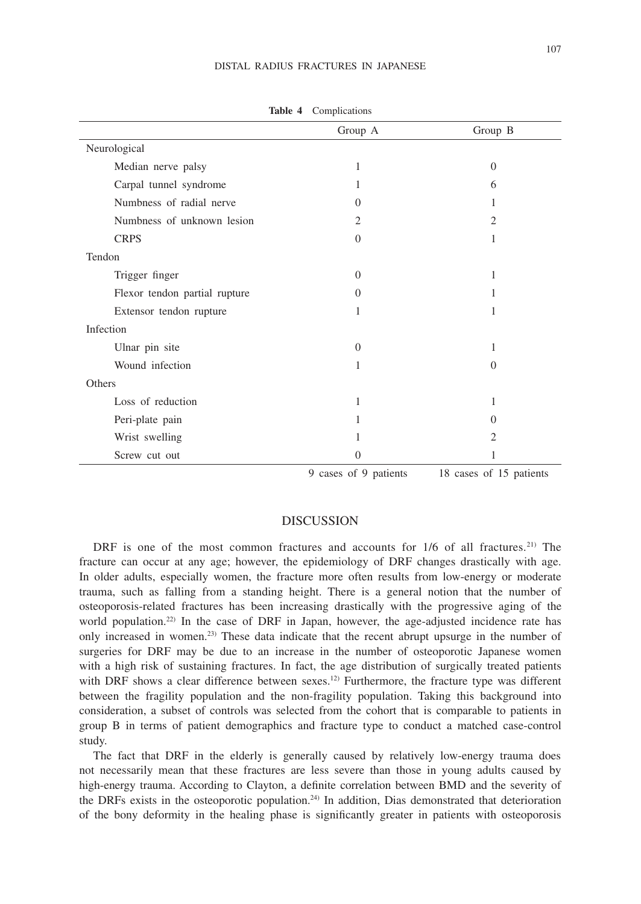**Table 4** Complications

| | Group A | Group B |
|---|---|---|
| Neurological | | |
| Median nerve palsy | 1 | 0 |
| Carpal tunnel syndrome | 1 | 6 |
| Numbness of radial nerve | 0 | 1 |
| Numbness of unknown lesion | 2 | 2 |
| CRPS | 0 | 1 |
| Tendon | | |
| Trigger finger | 0 | 1 |
| Flexor tendon partial rupture | 0 | 1 |
| Extensor tendon rupture | 1 | 1 |
| Infection | | |
| Ulnar pin site | 0 | 1 |
| Wound infection | 1 | 0 |
| Others | | |
| Loss of reduction | 1 | 1 |
| Peri-plate pain | 1 | 0 |
| Wrist swelling | 1 | 2 |
| Screw cut out | 0 | 1 |
| | 9 cases of 9 patients | 18 cases of 15 patients |

## DISCUSSION

DRF is one of the most common fractures and accounts for 1/6 of all fractures.[21] The fracture can occur at any age; however, the epidemiology of DRF changes drastically with age. In older adults, especially women, the fracture more often results from low-energy or moderate trauma, such as falling from a standing height. There is a general notion that the number of osteoporosis-related fractures has been increasing drastically with the progressive aging of the world population.[22] In the case of DRF in Japan, however, the age-adjusted incidence rate has only increased in women.[23] These data indicate that the recent abrupt upsurge in the number of surgeries for DRF may be due to an increase in the number of osteoporotic Japanese women with a high risk of sustaining fractures. In fact, the age distribution of surgically treated patients with DRF shows a clear difference between sexes.[12] Furthermore, the fracture type was different between the fragility population and the non-fragility population. Taking this background into consideration, a subset of controls was selected from the cohort that is comparable to patients in group B in terms of patient demographics and fracture type to conduct a matched case-control study.

The fact that DRF in the elderly is generally caused by relatively low-energy trauma does not necessarily mean that these fractures are less severe than those in young adults caused by high-energy trauma. According to Clayton, a definite correlation between BMD and the severity of the DRFs exists in the osteoporotic population.[24] In addition, Dias demonstrated that deterioration of the bony deformity in the healing phase is significantly greater in patients with osteoporosis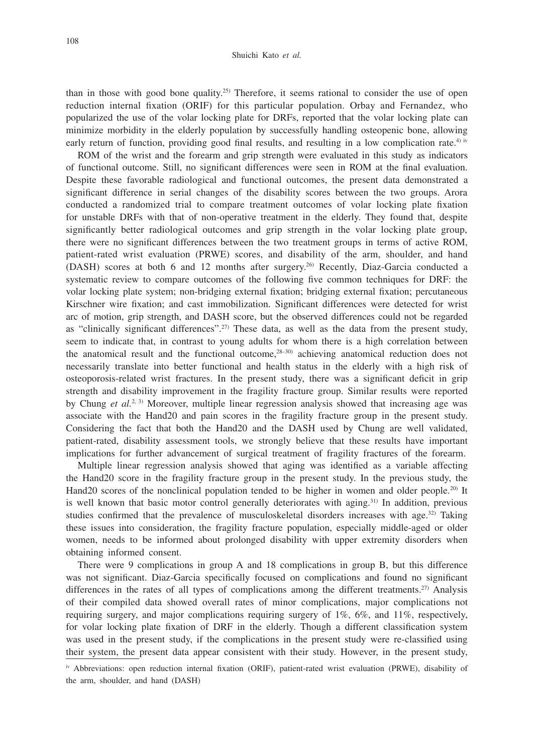than in those with good bone quality.[25] Therefore, it seems rational to consider the use of open reduction internal fixation (ORIF) for this particular population. Orbay and Fernandez, who popularized the use of the volar locking plate for DRFs, reported that the volar locking plate can minimize morbidity in the elderly population by successfully handling osteopenic bone, allowing early return of function, providing good final results, and resulting in a low complication rate.[4] [iv]

ROM of the wrist and the forearm and grip strength were evaluated in this study as indicators of functional outcome. Still, no significant differences were seen in ROM at the final evaluation. Despite these favorable radiological and functional outcomes, the present data demonstrated a significant difference in serial changes of the disability scores between the two groups. Arora conducted a randomized trial to compare treatment outcomes of volar locking plate fixation for unstable DRFs with that of non-operative treatment in the elderly. They found that, despite significantly better radiological outcomes and grip strength in the volar locking plate group, there were no significant differences between the two treatment groups in terms of active ROM, patient-rated wrist evaluation (PRWE) scores, and disability of the arm, shoulder, and hand (DASH) scores at both 6 and 12 months after surgery.[26] Recently, Diaz-Garcia conducted a systematic review to compare outcomes of the following five common techniques for DRF: the volar locking plate system; non-bridging external fixation; bridging external fixation; percutaneous Kirschner wire fixation; and cast immobilization. Significant differences were detected for wrist arc of motion, grip strength, and DASH score, but the observed differences could not be regarded as "clinically significant differences".[27] These data, as well as the data from the present study, seem to indicate that, in contrast to young adults for whom there is a high correlation between the anatomical result and the functional outcome,[28–30] achieving anatomical reduction does not necessarily translate into better functional and health status in the elderly with a high risk of osteoporosis-related wrist fractures. In the present study, there was a significant deficit in grip strength and disability improvement in the fragility fracture group. Similar results were reported by Chung *et al.*[2, 3] Moreover, multiple linear regression analysis showed that increasing age was associate with the Hand20 and pain scores in the fragility fracture group in the present study. Considering the fact that both the Hand20 and the DASH used by Chung are well validated, patient-rated, disability assessment tools, we strongly believe that these results have important implications for further advancement of surgical treatment of fragility fractures of the forearm.

Multiple linear regression analysis showed that aging was identified as a variable affecting the Hand20 score in the fragility fracture group in the present study. In the previous study, the Hand20 scores of the nonclinical population tended to be higher in women and older people.[20] It is well known that basic motor control generally deteriorates with aging.[31] In addition, previous studies confirmed that the prevalence of musculoskeletal disorders increases with age.[32] Taking these issues into consideration, the fragility fracture population, especially middle-aged or older women, needs to be informed about prolonged disability with upper extremity disorders when obtaining informed consent.

There were 9 complications in group A and 18 complications in group B, but this difference was not significant. Diaz-Garcia specifically focused on complications and found no significant differences in the rates of all types of complications among the different treatments.[27] Analysis of their compiled data showed overall rates of minor complications, major complications not requiring surgery, and major complications requiring surgery of 1%, 6%, and 11%, respectively, for volar locking plate fixation of DRF in the elderly. Though a different classification system was used in the present study, if the complications in the present study were re-classified using their system, the present data appear consistent with their study. However, in the present study,

[iv] Abbreviations: open reduction internal fixation (ORIF), patient-rated wrist evaluation (PRWE), disability of the arm, shoulder, and hand (DASH)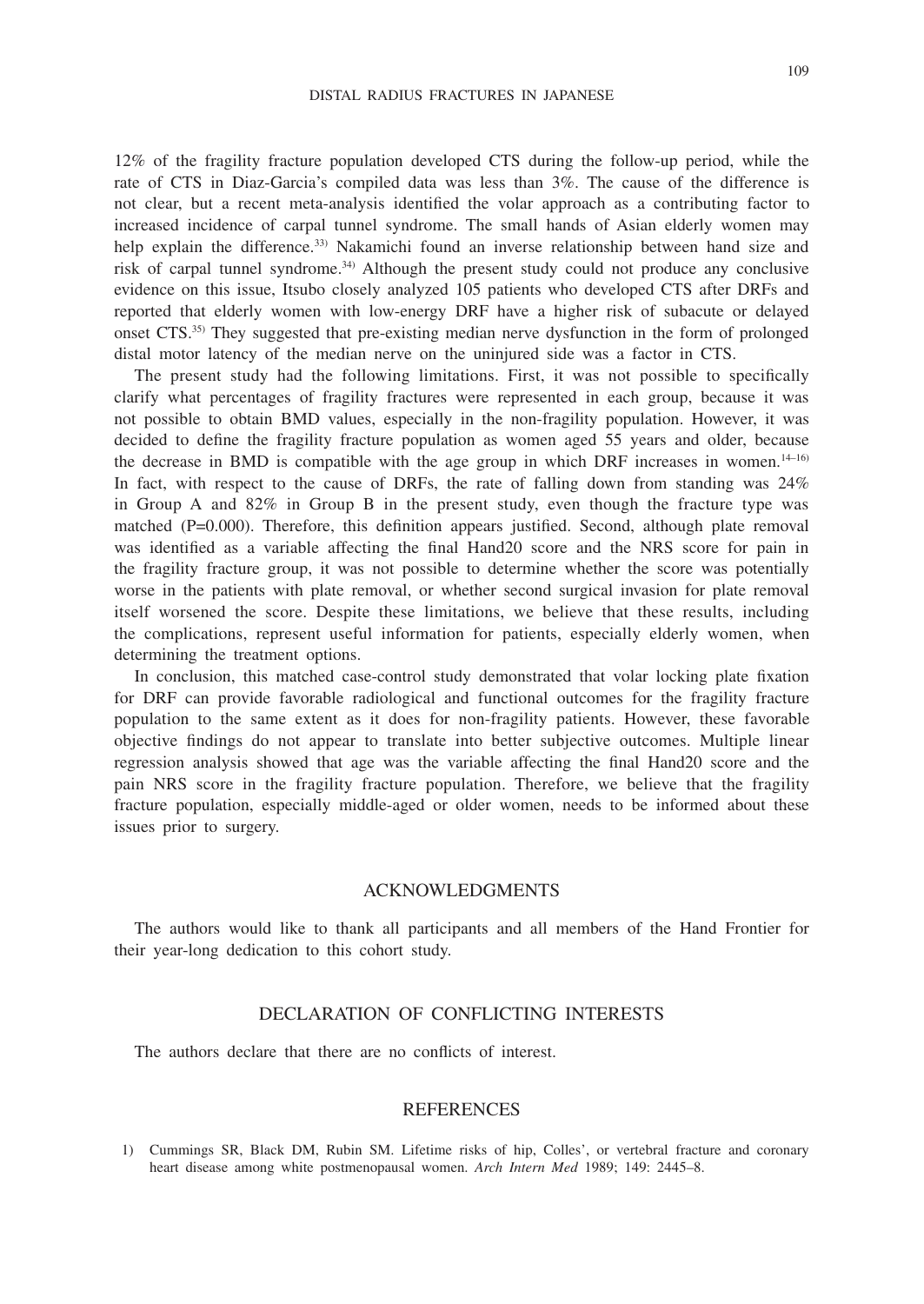12% of the fragility fracture population developed CTS during the follow-up period, while the rate of CTS in Diaz-Garcia's compiled data was less than 3%. The cause of the difference is not clear, but a recent meta-analysis identified the volar approach as a contributing factor to increased incidence of carpal tunnel syndrome. The small hands of Asian elderly women may help explain the difference.[33] Nakamichi found an inverse relationship between hand size and risk of carpal tunnel syndrome.[34] Although the present study could not produce any conclusive evidence on this issue, Itsubo closely analyzed 105 patients who developed CTS after DRFs and reported that elderly women with low-energy DRF have a higher risk of subacute or delayed onset CTS.[35] They suggested that pre-existing median nerve dysfunction in the form of prolonged distal motor latency of the median nerve on the uninjured side was a factor in CTS.

The present study had the following limitations. First, it was not possible to specifically clarify what percentages of fragility fractures were represented in each group, because it was not possible to obtain BMD values, especially in the non-fragility population. However, it was decided to define the fragility fracture population as women aged 55 years and older, because the decrease in BMD is compatible with the age group in which DRF increases in women.[14–16] In fact, with respect to the cause of DRFs, the rate of falling down from standing was 24% in Group A and 82% in Group B in the present study, even though the fracture type was matched (P=0.000). Therefore, this definition appears justified. Second, although plate removal was identified as a variable affecting the final Hand20 score and the NRS score for pain in the fragility fracture group, it was not possible to determine whether the score was potentially worse in the patients with plate removal, or whether second surgical invasion for plate removal itself worsened the score. Despite these limitations, we believe that these results, including the complications, represent useful information for patients, especially elderly women, when determining the treatment options.

In conclusion, this matched case-control study demonstrated that volar locking plate fixation for DRF can provide favorable radiological and functional outcomes for the fragility fracture population to the same extent as it does for non-fragility patients. However, these favorable objective findings do not appear to translate into better subjective outcomes. Multiple linear regression analysis showed that age was the variable affecting the final Hand20 score and the pain NRS score in the fragility fracture population. Therefore, we believe that the fragility fracture population, especially middle-aged or older women, needs to be informed about these issues prior to surgery.

## ACKNOWLEDGMENTS

The authors would like to thank all participants and all members of the Hand Frontier for their year-long dedication to this cohort study.

## DECLARATION OF CONFLICTING INTERESTS

The authors declare that there are no conflicts of interest.

## REFERENCES

1) Cummings SR, Black DM, Rubin SM. Lifetime risks of hip, Colles', or vertebral fracture and coronary heart disease among white postmenopausal women. *Arch Intern Med* 1989; 149: 2445–8.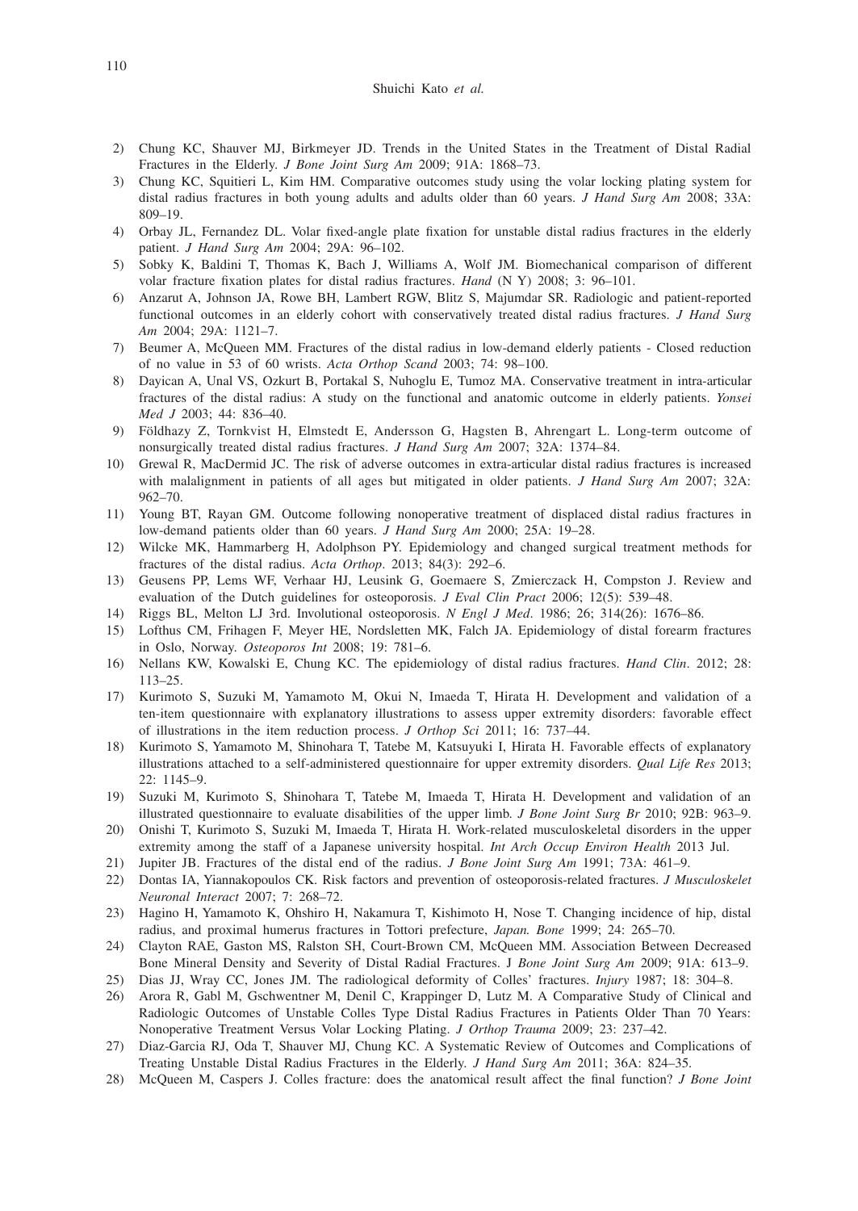2) Chung KC, Shauver MJ, Birkmeyer JD. Trends in the United States in the Treatment of Distal Radial Fractures in the Elderly. *J Bone Joint Surg Am* 2009; 91A: 1868–73.
3) Chung KC, Squitieri L, Kim HM. Comparative outcomes study using the volar locking plating system for distal radius fractures in both young adults and adults older than 60 years. *J Hand Surg Am* 2008; 33A: 809–19.
4) Orbay JL, Fernandez DL. Volar fixed-angle plate fixation for unstable distal radius fractures in the elderly patient. *J Hand Surg Am* 2004; 29A: 96–102.
5) Sobky K, Baldini T, Thomas K, Bach J, Williams A, Wolf JM. Biomechanical comparison of different volar fracture fixation plates for distal radius fractures. *Hand* (N Y) 2008; 3: 96–101.
6) Anzarut A, Johnson JA, Rowe BH, Lambert RGW, Blitz S, Majumdar SR. Radiologic and patient-reported functional outcomes in an elderly cohort with conservatively treated distal radius fractures. *J Hand Surg Am* 2004; 29A: 1121–7.
7) Beumer A, McQueen MM. Fractures of the distal radius in low-demand elderly patients - Closed reduction of no value in 53 of 60 wrists. *Acta Orthop Scand* 2003; 74: 98–100.
8) Dayican A, Unal VS, Ozkurt B, Portakal S, Nuhoglu E, Tumoz MA. Conservative treatment in intra-articular fractures of the distal radius: A study on the functional and anatomic outcome in elderly patients. *Yonsei Med J* 2003; 44: 836–40.
9) Földhazy Z, Tornkvist H, Elmstedt E, Andersson G, Hagsten B, Ahrengart L. Long-term outcome of nonsurgically treated distal radius fractures. *J Hand Surg Am* 2007; 32A: 1374–84.
10) Grewal R, MacDermid JC. The risk of adverse outcomes in extra-articular distal radius fractures is increased with malalignment in patients of all ages but mitigated in older patients. *J Hand Surg Am* 2007; 32A: 962–70.
11) Young BT, Rayan GM. Outcome following nonoperative treatment of displaced distal radius fractures in low-demand patients older than 60 years. *J Hand Surg Am* 2000; 25A: 19–28.
12) Wilcke MK, Hammarberg H, Adolphson PY. Epidemiology and changed surgical treatment methods for fractures of the distal radius. *Acta Orthop*. 2013; 84(3): 292–6.
13) Geusens PP, Lems WF, Verhaar HJ, Leusink G, Goemaere S, Zmierczack H, Compston J. Review and evaluation of the Dutch guidelines for osteoporosis. *J Eval Clin Pract* 2006; 12(5): 539–48.
14) Riggs BL, Melton LJ 3rd. Involutional osteoporosis. *N Engl J Med*. 1986; 26; 314(26): 1676–86.
15) Lofthus CM, Frihagen F, Meyer HE, Nordsletten MK, Falch JA. Epidemiology of distal forearm fractures in Oslo, Norway. *Osteoporos Int* 2008; 19: 781–6.
16) Nellans KW, Kowalski E, Chung KC. The epidemiology of distal radius fractures. *Hand Clin*. 2012; 28: 113–25.
17) Kurimoto S, Suzuki M, Yamamoto M, Okui N, Imaeda T, Hirata H. Development and validation of a ten-item questionnaire with explanatory illustrations to assess upper extremity disorders: favorable effect of illustrations in the item reduction process. *J Orthop Sci* 2011; 16: 737–44.
18) Kurimoto S, Yamamoto M, Shinohara T, Tatebe M, Katsuyuki I, Hirata H. Favorable effects of explanatory illustrations attached to a self-administered questionnaire for upper extremity disorders. *Qual Life Res* 2013; 22: 1145–9.
19) Suzuki M, Kurimoto S, Shinohara T, Tatebe M, Imaeda T, Hirata H. Development and validation of an illustrated questionnaire to evaluate disabilities of the upper limb. *J Bone Joint Surg Br* 2010; 92B: 963–9.
20) Onishi T, Kurimoto S, Suzuki M, Imaeda T, Hirata H. Work-related musculoskeletal disorders in the upper extremity among the staff of a Japanese university hospital. *Int Arch Occup Environ Health* 2013 Jul.
21) Jupiter JB. Fractures of the distal end of the radius. *J Bone Joint Surg Am* 1991; 73A: 461–9.
22) Dontas IA, Yiannakopoulos CK. Risk factors and prevention of osteoporosis-related fractures. *J Musculoskelet Neuronal Interact* 2007; 7: 268–72.
23) Hagino H, Yamamoto K, Ohshiro H, Nakamura T, Kishimoto H, Nose T. Changing incidence of hip, distal radius, and proximal humerus fractures in Tottori prefecture, *Japan. Bone* 1999; 24: 265–70.
24) Clayton RAE, Gaston MS, Ralston SH, Court-Brown CM, McQueen MM. Association Between Decreased Bone Mineral Density and Severity of Distal Radial Fractures. J *Bone Joint Surg Am* 2009; 91A: 613–9.
25) Dias JJ, Wray CC, Jones JM. The radiological deformity of Colles' fractures. *Injury* 1987; 18: 304–8.
26) Arora R, Gabl M, Gschwentner M, Denil C, Krappinger D, Lutz M. A Comparative Study of Clinical and Radiologic Outcomes of Unstable Colles Type Distal Radius Fractures in Patients Older Than 70 Years: Nonoperative Treatment Versus Volar Locking Plating. *J Orthop Trauma* 2009; 23: 237–42.
27) Diaz-Garcia RJ, Oda T, Shauver MJ, Chung KC. A Systematic Review of Outcomes and Complications of Treating Unstable Distal Radius Fractures in the Elderly. *J Hand Surg Am* 2011; 36A: 824–35.
28) McQueen M, Caspers J. Colles fracture: does the anatomical result affect the final function? *J Bone Joint*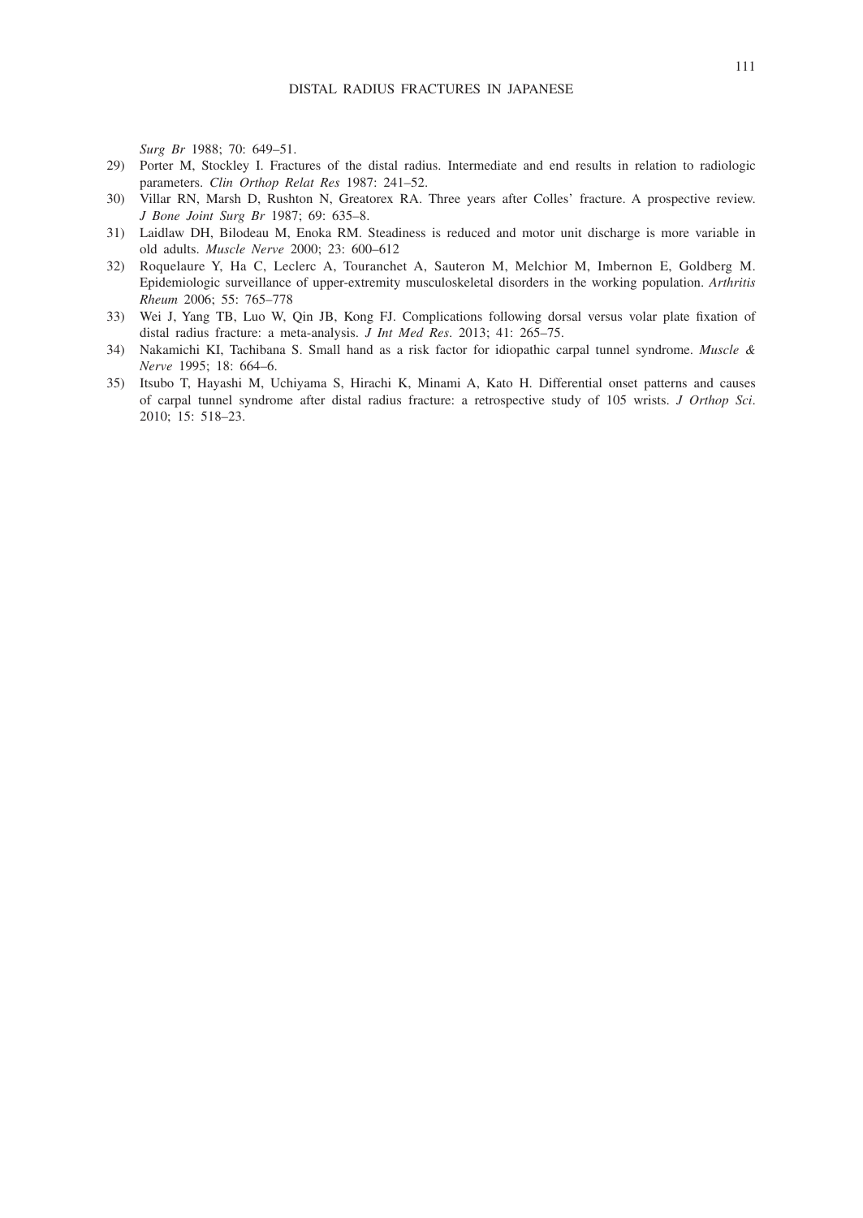*Surg Br* 1988; 70: 649–51.

29) Porter M, Stockley I. Fractures of the distal radius. Intermediate and end results in relation to radiologic parameters. *Clin Orthop Relat Res* 1987: 241–52.
30) Villar RN, Marsh D, Rushton N, Greatorex RA. Three years after Colles' fracture. A prospective review. *J Bone Joint Surg Br* 1987; 69: 635–8.
31) Laidlaw DH, Bilodeau M, Enoka RM. Steadiness is reduced and motor unit discharge is more variable in old adults. *Muscle Nerve* 2000; 23: 600–612
32) Roquelaure Y, Ha C, Leclerc A, Touranchet A, Sauteron M, Melchior M, Imbernon E, Goldberg M. Epidemiologic surveillance of upper-extremity musculoskeletal disorders in the working population. *Arthritis Rheum* 2006; 55: 765–778
33) Wei J, Yang TB, Luo W, Qin JB, Kong FJ. Complications following dorsal versus volar plate fixation of distal radius fracture: a meta-analysis. *J Int Med Res*. 2013; 41: 265–75.
34) Nakamichi KI, Tachibana S. Small hand as a risk factor for idiopathic carpal tunnel syndrome. *Muscle & Nerve* 1995; 18: 664–6.
35) Itsubo T, Hayashi M, Uchiyama S, Hirachi K, Minami A, Kato H. Differential onset patterns and causes of carpal tunnel syndrome after distal radius fracture: a retrospective study of 105 wrists. *J Orthop Sci*. 2010; 15: 518–23.